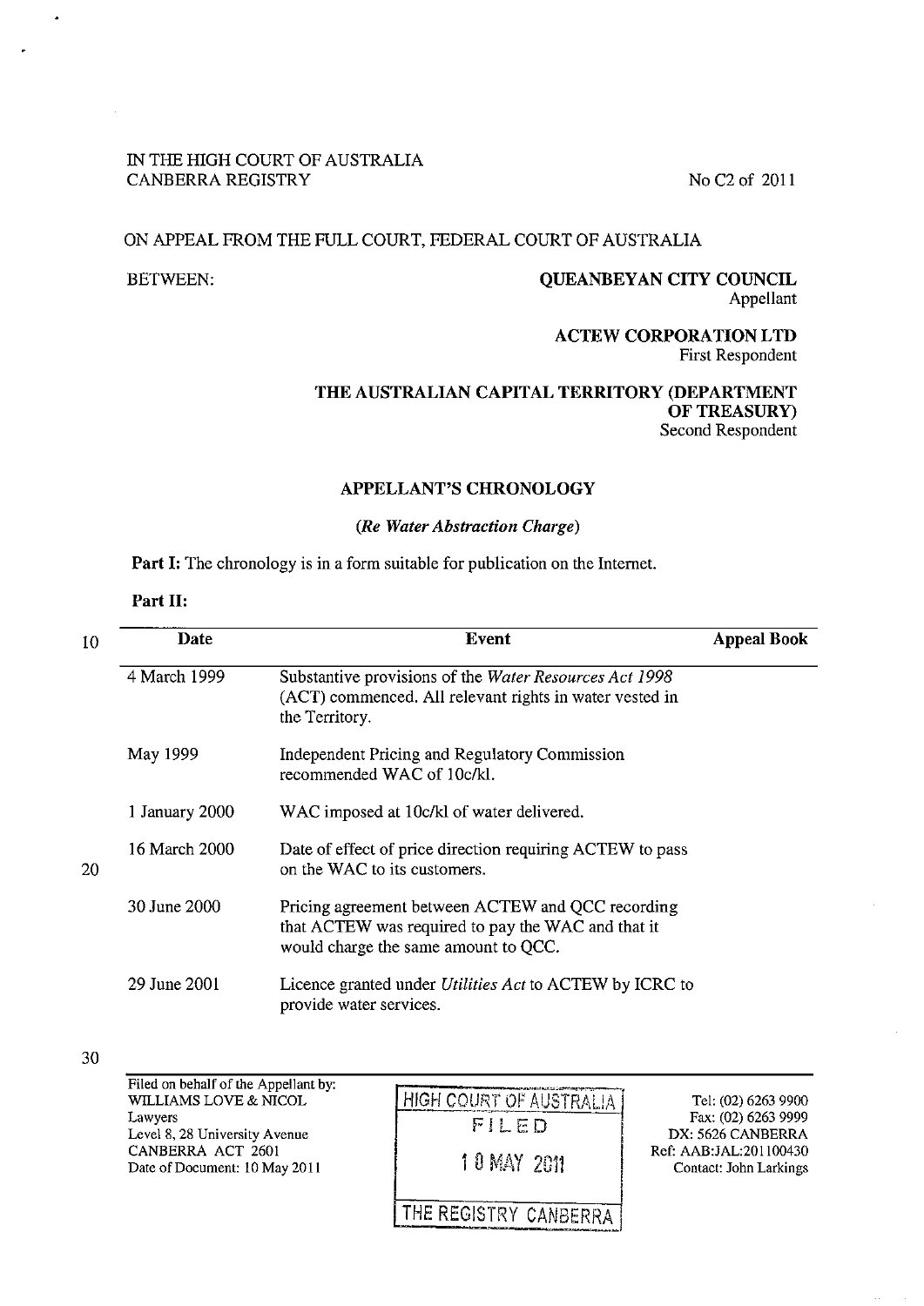IN THE HIGH COURT OF AUSTRALIA
CANBERRA REGISTRY

No C2 of 2011

ON APPEAL FROM THE FULL COURT, FEDERAL COURT OF AUSTRALIA

BETWEEN:

**QUEANBEYAN CITY COUNCIL**
Appellant

**ACTEW CORPORATION LTD**
First Respondent

**THE AUSTRALIAN CAPITAL TERRITORY (DEPARTMENT OF TREASURY)**
Second Respondent

## APPELLANT'S CHRONOLOGY

***(Re Water Abstraction Charge)***

**Part I:** The chronology is in a form suitable for publication on the Internet.

**Part II:**

| Date | Event | Appeal Book |
|---|---|---|
| 4 March 1999 | Substantive provisions of the *Water Resources Act 1998* (ACT) commenced. All relevant rights in water vested in the Territory. | |
| May 1999 | Independent Pricing and Regulatory Commission recommended WAC of 10c/kl. | |
| 1 January 2000 | WAC imposed at 10c/kl of water delivered. | |
| 16 March 2000 | Date of effect of price direction requiring ACTEW to pass on the WAC to its customers. | |
| 30 June 2000 | Pricing agreement between ACTEW and QCC recording that ACTEW was required to pay the WAC and that it would charge the same amount to QCC. | |
| 29 June 2001 | Licence granted under *Utilities Act* to ACTEW by ICRC to provide water services. | |

Filed on behalf of the Appellant by:
WILLIAMS LOVE & NICOL
Lawyers
Level 8, 28 University Avenue
CANBERRA ACT 2601
Date of Document: 10 May 2011

HIGH COURT OF AUSTRALIA
FILED
10 MAY 2011
THE REGISTRY CANBERRA

Tel: (02) 6263 9900
Fax: (02) 6263 9999
DX: 5626 CANBERRA
Ref: AAB:JAL:201100430
Contact: John Larkings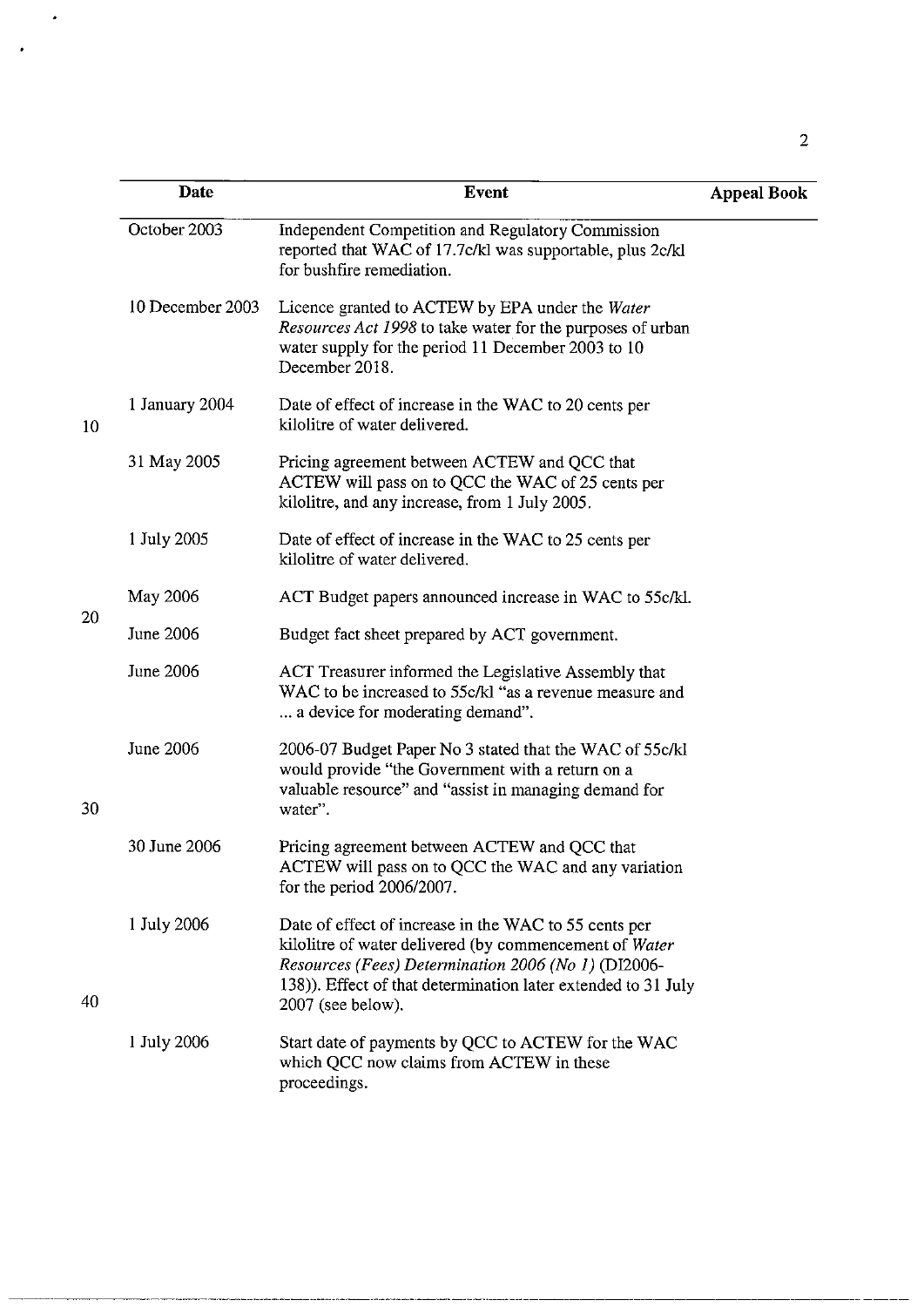| Date | Event | Appeal Book |
|---|---|---|
| October 2003 | Independent Competition and Regulatory Commission reported that WAC of 17.7c/kl was supportable, plus 2c/kl for bushfire remediation. | |
| 10 December 2003 | Licence granted to ACTEW by EPA under the *Water Resources Act 1998* to take water for the purposes of urban water supply for the period 11 December 2003 to 10 December 2018. | |
| 1 January 2004 | Date of effect of increase in the WAC to 20 cents per kilolitre of water delivered. | |
| 31 May 2005 | Pricing agreement between ACTEW and QCC that ACTEW will pass on to QCC the WAC of 25 cents per kilolitre, and any increase, from 1 July 2005. | |
| 1 July 2005 | Date of effect of increase in the WAC to 25 cents per kilolitre of water delivered. | |
| May 2006 | ACT Budget papers announced increase in WAC to 55c/kl. | |
| June 2006 | Budget fact sheet prepared by ACT government. | |
| June 2006 | ACT Treasurer informed the Legislative Assembly that WAC to be increased to 55c/kl "as a revenue measure and ... a device for moderating demand". | |
| June 2006 | 2006-07 Budget Paper No 3 stated that the WAC of 55c/kl would provide "the Government with a return on a valuable resource" and "assist in managing demand for water". | |
| 30 June 2006 | Pricing agreement between ACTEW and QCC that ACTEW will pass on to QCC the WAC and any variation for the period 2006/2007. | |
| 1 July 2006 | Date of effect of increase in the WAC to 55 cents per kilolitre of water delivered (by commencement of *Water Resources (Fees) Determination 2006 (No 1)* (DI2006-138)). Effect of that determination later extended to 31 July 2007 (see below). | |
| 1 July 2006 | Start date of payments by QCC to ACTEW for the WAC which QCC now claims from ACTEW in these proceedings. | |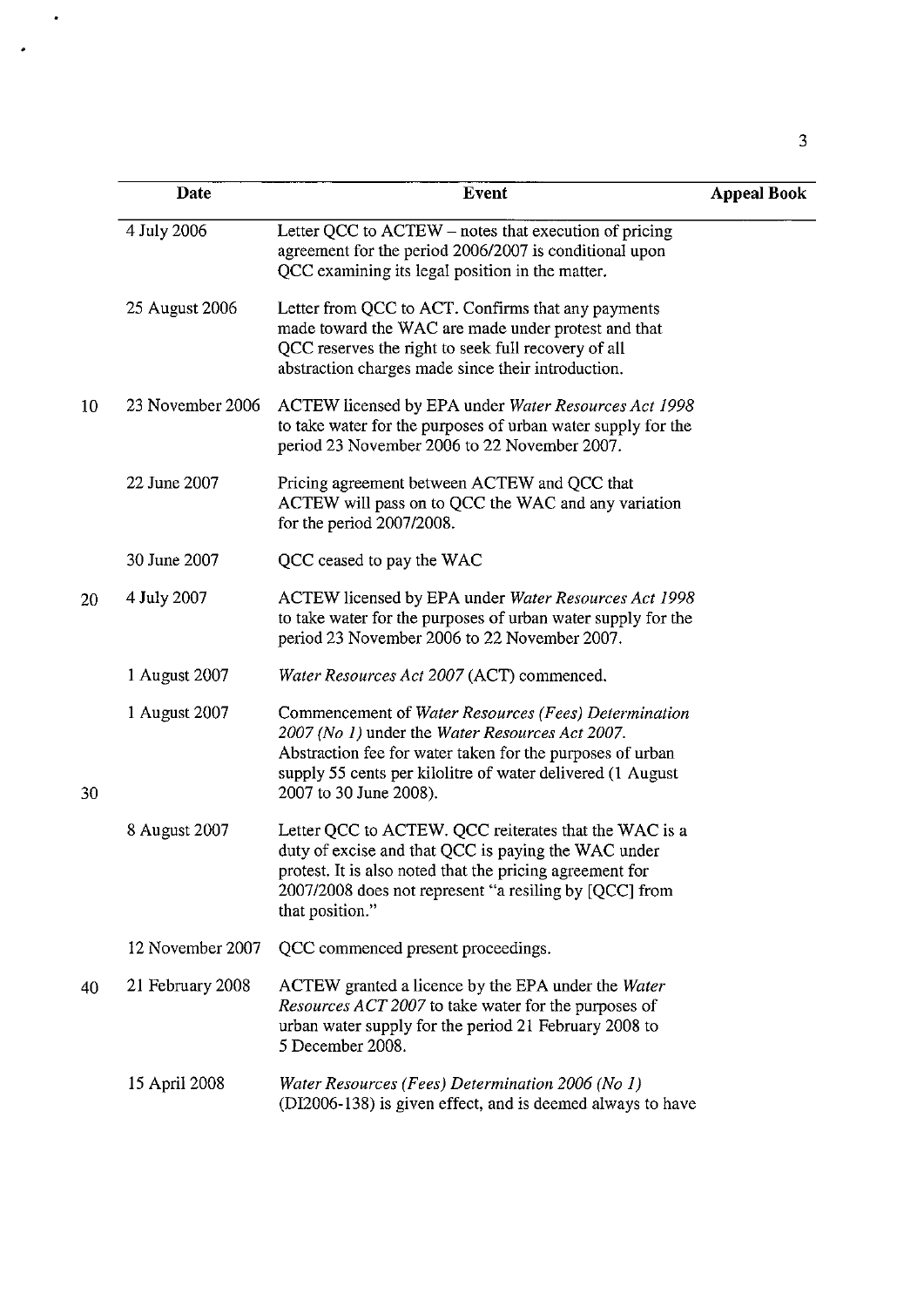| Date | Event | Appeal Book |
|---|---|---|
| 4 July 2006 | Letter QCC to ACTEW – notes that execution of pricing agreement for the period 2006/2007 is conditional upon QCC examining its legal position in the matter. | |
| 25 August 2006 | Letter from QCC to ACT. Confirms that any payments made toward the WAC are made under protest and that QCC reserves the right to seek full recovery of all abstraction charges made since their introduction. | |
| 23 November 2006 | ACTEW licensed by EPA under *Water Resources Act 1998* to take water for the purposes of urban water supply for the period 23 November 2006 to 22 November 2007. | |
| 22 June 2007 | Pricing agreement between ACTEW and QCC that ACTEW will pass on to QCC the WAC and any variation for the period 2007/2008. | |
| 30 June 2007 | QCC ceased to pay the WAC | |
| 4 July 2007 | ACTEW licensed by EPA under *Water Resources Act 1998* to take water for the purposes of urban water supply for the period 23 November 2006 to 22 November 2007. | |
| 1 August 2007 | *Water Resources Act 2007* (ACT) commenced. | |
| 1 August 2007 | Commencement of *Water Resources (Fees) Determination 2007 (No 1)* under the *Water Resources Act 2007*. Abstraction fee for water taken for the purposes of urban supply 55 cents per kilolitre of water delivered (1 August 2007 to 30 June 2008). | |
| 8 August 2007 | Letter QCC to ACTEW. QCC reiterates that the WAC is a duty of excise and that QCC is paying the WAC under protest. It is also noted that the pricing agreement for 2007/2008 does not represent "a resiling by [QCC] from that position." | |
| 12 November 2007 | QCC commenced present proceedings. | |
| 21 February 2008 | ACTEW granted a licence by the EPA under the *Water Resources ACT 2007* to take water for the purposes of urban water supply for the period 21 February 2008 to 5 December 2008. | |
| 15 April 2008 | *Water Resources (Fees) Determination 2006 (No 1)* (DI2006-138) is given effect, and is deemed always to have | |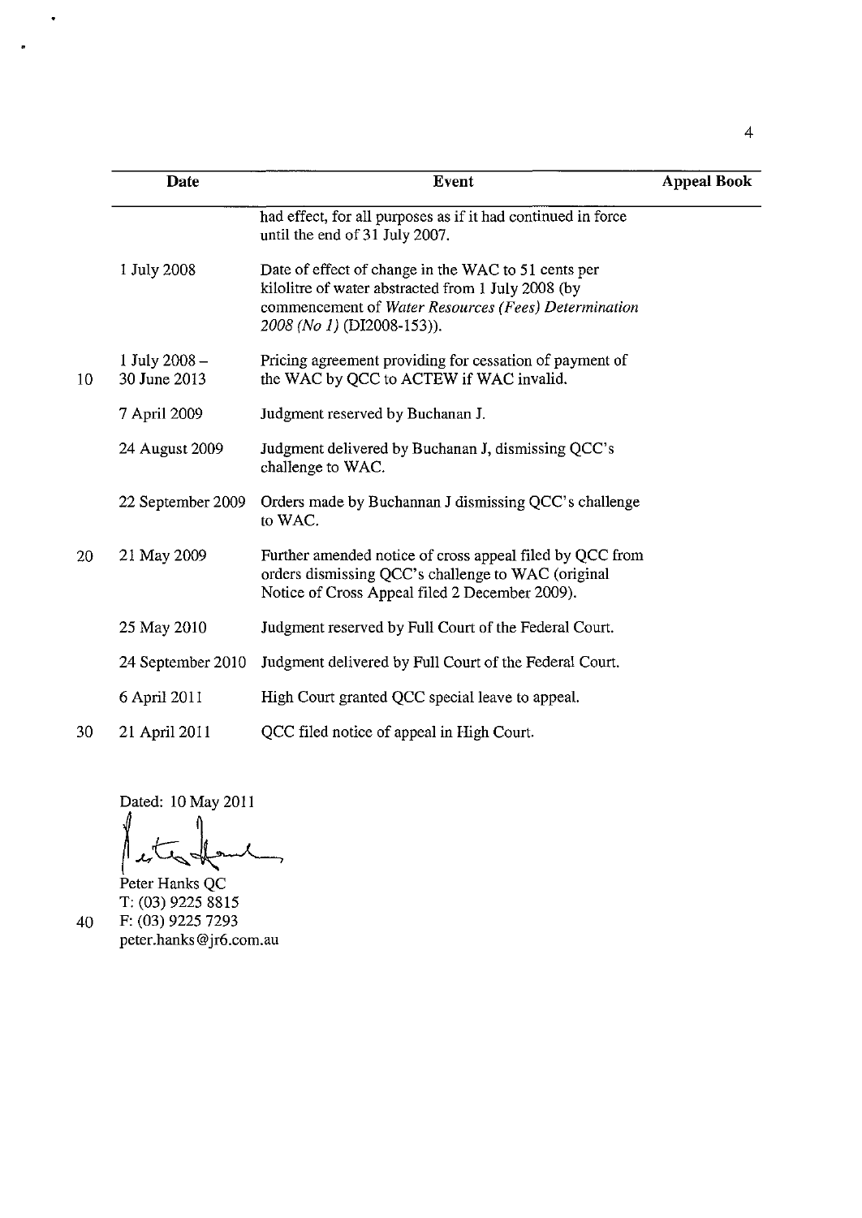| Date | Event | Appeal Book |
|---|---|---|
| | had effect, for all purposes as if it had continued in force until the end of 31 July 2007. | |
| 1 July 2008 | Date of effect of change in the WAC to 51 cents per kilolitre of water abstracted from 1 July 2008 (by commencement of *Water Resources (Fees) Determination 2008 (No 1)* (DI2008-153)). | |
| 1 July 2008 – 30 June 2013 | Pricing agreement providing for cessation of payment of the WAC by QCC to ACTEW if WAC invalid. | |
| 7 April 2009 | Judgment reserved by Buchanan J. | |
| 24 August 2009 | Judgment delivered by Buchanan J, dismissing QCC's challenge to WAC. | |
| 22 September 2009 | Orders made by Buchannan J dismissing QCC's challenge to WAC. | |
| 21 May 2009 | Further amended notice of cross appeal filed by QCC from orders dismissing QCC's challenge to WAC (original Notice of Cross Appeal filed 2 December 2009). | |
| 25 May 2010 | Judgment reserved by Full Court of the Federal Court. | |
| 24 September 2010 | Judgment delivered by Full Court of the Federal Court. | |
| 6 April 2011 | High Court granted QCC special leave to appeal. | |
| 21 April 2011 | QCC filed notice of appeal in High Court. | |

Dated: 10 May 2011

Peter Hanks QC
T: (03) 9225 8815
F: (03) 9225 7293
peter.hanks@jr6.com.au